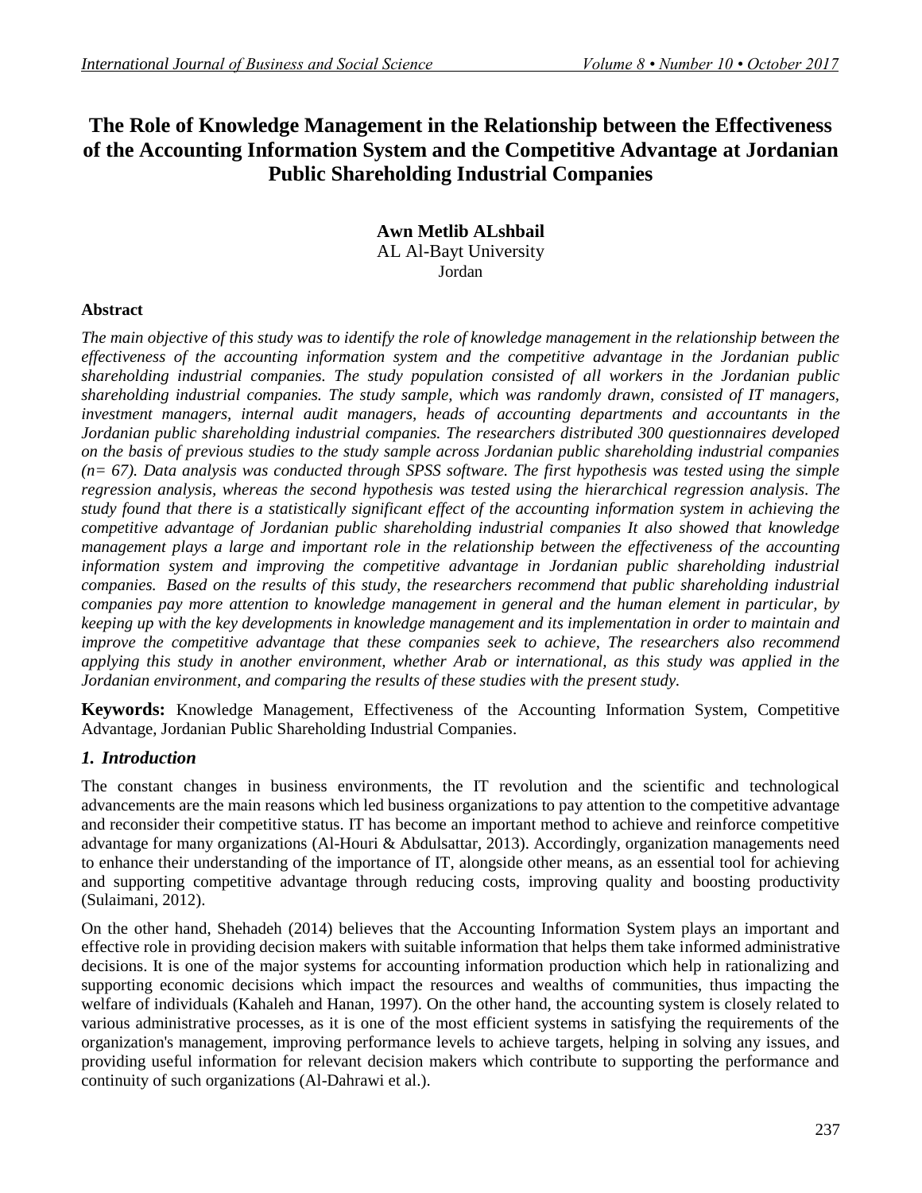# The Role of Knowledge Management in the Relationship between the Effectiveness of the Accounting Information System and the Competitive Advantage at Jordanian Public Shareholding Industrial Companies

**Awn Metlib ALshbail**
AL Al-Bayt University
Jordan

**Abstract**

*The main objective of this study was to identify the role of knowledge management in the relationship between the effectiveness of the accounting information system and the competitive advantage in the Jordanian public shareholding industrial companies. The study population consisted of all workers in the Jordanian public shareholding industrial companies. The study sample, which was randomly drawn, consisted of IT managers, investment managers, internal audit managers, heads of accounting departments and accountants in the Jordanian public shareholding industrial companies. The researchers distributed 300 questionnaires developed on the basis of previous studies to the study sample across Jordanian public shareholding industrial companies (n= 67). Data analysis was conducted through SPSS software. The first hypothesis was tested using the simple regression analysis, whereas the second hypothesis was tested using the hierarchical regression analysis. The study found that there is a statistically significant effect of the accounting information system in achieving the competitive advantage of Jordanian public shareholding industrial companies It also showed that knowledge management plays a large and important role in the relationship between the effectiveness of the accounting information system and improving the competitive advantage in Jordanian public shareholding industrial companies. Based on the results of this study, the researchers recommend that public shareholding industrial companies pay more attention to knowledge management in general and the human element in particular, by keeping up with the key developments in knowledge management and its implementation in order to maintain and improve the competitive advantage that these companies seek to achieve, The researchers also recommend applying this study in another environment, whether Arab or international, as this study was applied in the Jordanian environment, and comparing the results of these studies with the present study.*

**Keywords:** Knowledge Management, Effectiveness of the Accounting Information System, Competitive Advantage, Jordanian Public Shareholding Industrial Companies.

## *1. Introduction*

The constant changes in business environments, the IT revolution and the scientific and technological advancements are the main reasons which led business organizations to pay attention to the competitive advantage and reconsider their competitive status. IT has become an important method to achieve and reinforce competitive advantage for many organizations (Al-Houri & Abdulsattar, 2013). Accordingly, organization managements need to enhance their understanding of the importance of IT, alongside other means, as an essential tool for achieving and supporting competitive advantage through reducing costs, improving quality and boosting productivity (Sulaimani, 2012).

On the other hand, Shehadeh (2014) believes that the Accounting Information System plays an important and effective role in providing decision makers with suitable information that helps them take informed administrative decisions. It is one of the major systems for accounting information production which help in rationalizing and supporting economic decisions which impact the resources and wealths of communities, thus impacting the welfare of individuals (Kahaleh and Hanan, 1997). On the other hand, the accounting system is closely related to various administrative processes, as it is one of the most efficient systems in satisfying the requirements of the organization's management, improving performance levels to achieve targets, helping in solving any issues, and providing useful information for relevant decision makers which contribute to supporting the performance and continuity of such organizations (Al-Dahrawi et al.).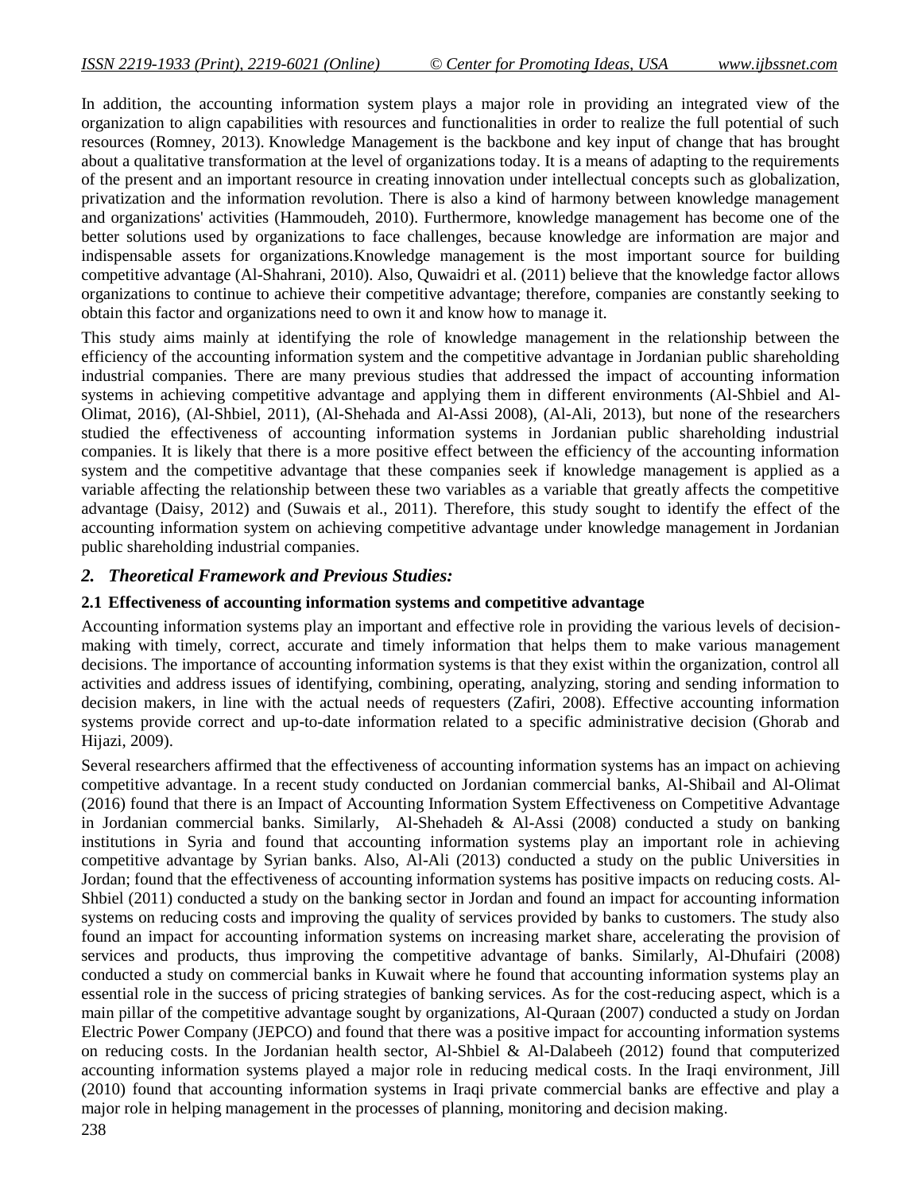In addition, the accounting information system plays a major role in providing an integrated view of the organization to align capabilities with resources and functionalities in order to realize the full potential of such resources (Romney, 2013). Knowledge Management is the backbone and key input of change that has brought about a qualitative transformation at the level of organizations today. It is a means of adapting to the requirements of the present and an important resource in creating innovation under intellectual concepts such as globalization, privatization and the information revolution. There is also a kind of harmony between knowledge management and organizations' activities (Hammoudeh, 2010). Furthermore, knowledge management has become one of the better solutions used by organizations to face challenges, because knowledge are information are major and indispensable assets for organizations.Knowledge management is the most important source for building competitive advantage (Al-Shahrani, 2010). Also, Quwaidri et al. (2011) believe that the knowledge factor allows organizations to continue to achieve their competitive advantage; therefore, companies are constantly seeking to obtain this factor and organizations need to own it and know how to manage it.

This study aims mainly at identifying the role of knowledge management in the relationship between the efficiency of the accounting information system and the competitive advantage in Jordanian public shareholding industrial companies. There are many previous studies that addressed the impact of accounting information systems in achieving competitive advantage and applying them in different environments (Al-Shbiel and Al-Olimat, 2016), (Al-Shbiel, 2011), (Al-Shehada and Al-Assi 2008), (Al-Ali, 2013), but none of the researchers studied the effectiveness of accounting information systems in Jordanian public shareholding industrial companies. It is likely that there is a more positive effect between the efficiency of the accounting information system and the competitive advantage that these companies seek if knowledge management is applied as a variable affecting the relationship between these two variables as a variable that greatly affects the competitive advantage (Daisy, 2012) and (Suwais et al., 2011). Therefore, this study sought to identify the effect of the accounting information system on achieving competitive advantage under knowledge management in Jordanian public shareholding industrial companies.

## *2. Theoretical Framework and Previous Studies:*

### 2.1 Effectiveness of accounting information systems and competitive advantage

Accounting information systems play an important and effective role in providing the various levels of decision-making with timely, correct, accurate and timely information that helps them to make various management decisions. The importance of accounting information systems is that they exist within the organization, control all activities and address issues of identifying, combining, operating, analyzing, storing and sending information to decision makers, in line with the actual needs of requesters (Zafiri, 2008). Effective accounting information systems provide correct and up-to-date information related to a specific administrative decision (Ghorab and Hijazi, 2009).

Several researchers affirmed that the effectiveness of accounting information systems has an impact on achieving competitive advantage. In a recent study conducted on Jordanian commercial banks, Al-Shibail and Al-Olimat (2016) found that there is an Impact of Accounting Information System Effectiveness on Competitive Advantage in Jordanian commercial banks. Similarly, Al-Shehadeh & Al-Assi (2008) conducted a study on banking institutions in Syria and found that accounting information systems play an important role in achieving competitive advantage by Syrian banks. Also, Al-Ali (2013) conducted a study on the public Universities in Jordan; found that the effectiveness of accounting information systems has positive impacts on reducing costs. Al-Shbiel (2011) conducted a study on the banking sector in Jordan and found an impact for accounting information systems on reducing costs and improving the quality of services provided by banks to customers. The study also found an impact for accounting information systems on increasing market share, accelerating the provision of services and products, thus improving the competitive advantage of banks. Similarly, Al-Dhufairi (2008) conducted a study on commercial banks in Kuwait where he found that accounting information systems play an essential role in the success of pricing strategies of banking services. As for the cost-reducing aspect, which is a main pillar of the competitive advantage sought by organizations, Al-Quraan (2007) conducted a study on Jordan Electric Power Company (JEPCO) and found that there was a positive impact for accounting information systems on reducing costs. In the Jordanian health sector, Al-Shbiel & Al-Dalabeeh (2012) found that computerized accounting information systems played a major role in reducing medical costs. In the Iraqi environment, Jill (2010) found that accounting information systems in Iraqi private commercial banks are effective and play a major role in helping management in the processes of planning, monitoring and decision making.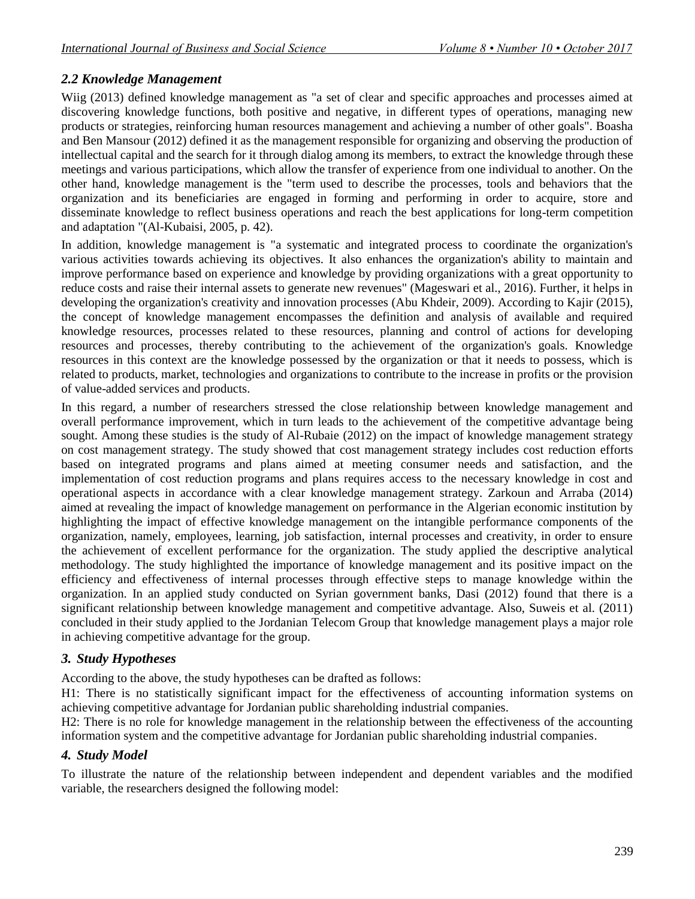### 2.2 Knowledge Management

Wiig (2013) defined knowledge management as "a set of clear and specific approaches and processes aimed at discovering knowledge functions, both positive and negative, in different types of operations, managing new products or strategies, reinforcing human resources management and achieving a number of other goals". Boasha and Ben Mansour (2012) defined it as the management responsible for organizing and observing the production of intellectual capital and the search for it through dialog among its members, to extract the knowledge through these meetings and various participations, which allow the transfer of experience from one individual to another. On the other hand, knowledge management is the "term used to describe the processes, tools and behaviors that the organization and its beneficiaries are engaged in forming and performing in order to acquire, store and disseminate knowledge to reflect business operations and reach the best applications for long-term competition and adaptation "(Al-Kubaisi, 2005, p. 42).

In addition, knowledge management is "a systematic and integrated process to coordinate the organization's various activities towards achieving its objectives. It also enhances the organization's ability to maintain and improve performance based on experience and knowledge by providing organizations with a great opportunity to reduce costs and raise their internal assets to generate new revenues" (Mageswari et al., 2016). Further, it helps in developing the organization's creativity and innovation processes (Abu Khdeir, 2009). According to Kajir (2015), the concept of knowledge management encompasses the definition and analysis of available and required knowledge resources, processes related to these resources, planning and control of actions for developing resources and processes, thereby contributing to the achievement of the organization's goals. Knowledge resources in this context are the knowledge possessed by the organization or that it needs to possess, which is related to products, market, technologies and organizations to contribute to the increase in profits or the provision of value-added services and products.

In this regard, a number of researchers stressed the close relationship between knowledge management and overall performance improvement, which in turn leads to the achievement of the competitive advantage being sought. Among these studies is the study of Al-Rubaie (2012) on the impact of knowledge management strategy on cost management strategy. The study showed that cost management strategy includes cost reduction efforts based on integrated programs and plans aimed at meeting consumer needs and satisfaction, and the implementation of cost reduction programs and plans requires access to the necessary knowledge in cost and operational aspects in accordance with a clear knowledge management strategy. Zarkoun and Arraba (2014) aimed at revealing the impact of knowledge management on performance in the Algerian economic institution by highlighting the impact of effective knowledge management on the intangible performance components of the organization, namely, employees, learning, job satisfaction, internal processes and creativity, in order to ensure the achievement of excellent performance for the organization. The study applied the descriptive analytical methodology. The study highlighted the importance of knowledge management and its positive impact on the efficiency and effectiveness of internal processes through effective steps to manage knowledge within the organization. In an applied study conducted on Syrian government banks, Dasi (2012) found that there is a significant relationship between knowledge management and competitive advantage. Also, Suweis et al. (2011) concluded in their study applied to the Jordanian Telecom Group that knowledge management plays a major role in achieving competitive advantage for the group.

## 3. Study Hypotheses

According to the above, the study hypotheses can be drafted as follows:

H1: There is no statistically significant impact for the effectiveness of accounting information systems on achieving competitive advantage for Jordanian public shareholding industrial companies.

H2: There is no role for knowledge management in the relationship between the effectiveness of the accounting information system and the competitive advantage for Jordanian public shareholding industrial companies.

## 4. Study Model

To illustrate the nature of the relationship between independent and dependent variables and the modified variable, the researchers designed the following model: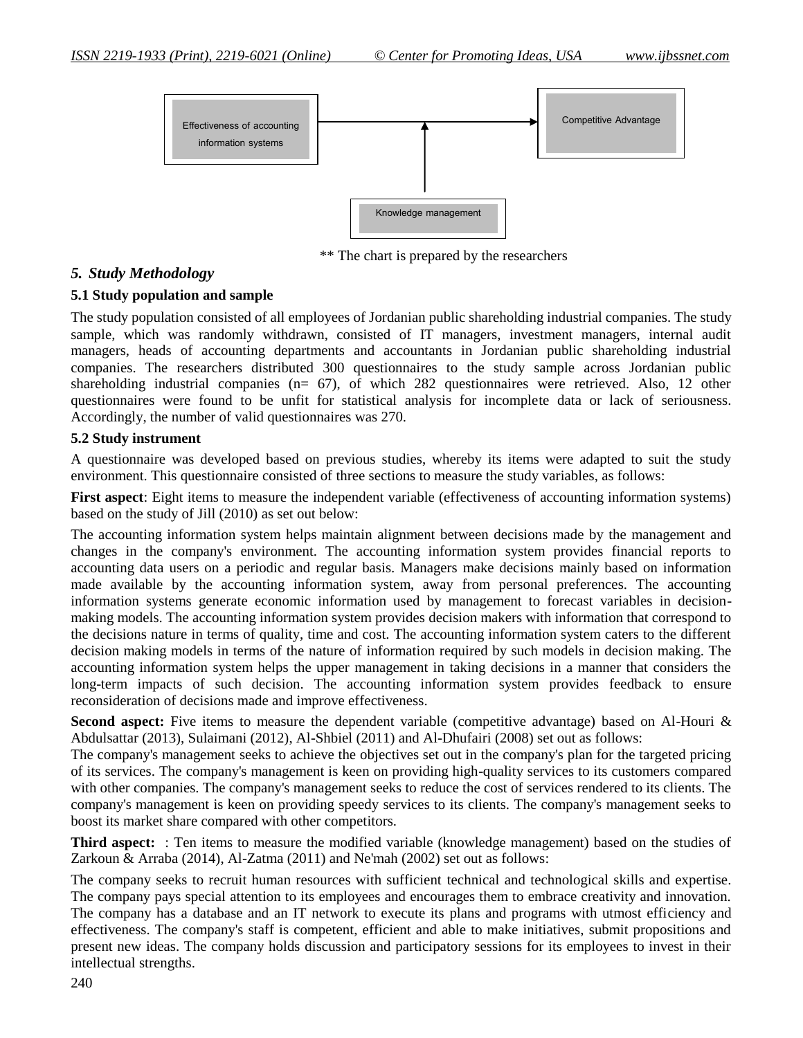Effectiveness of accounting information systems → Competitive Advantage

Knowledge management ↑

** The chart is prepared by the researchers

## *5. Study Methodology*

### 5.1 Study population and sample

The study population consisted of all employees of Jordanian public shareholding industrial companies. The study sample, which was randomly withdrawn, consisted of IT managers, investment managers, internal audit managers, heads of accounting departments and accountants in Jordanian public shareholding industrial companies. The researchers distributed 300 questionnaires to the study sample across Jordanian public shareholding industrial companies (n= 67), of which 282 questionnaires were retrieved. Also, 12 other questionnaires were found to be unfit for statistical analysis for incomplete data or lack of seriousness. Accordingly, the number of valid questionnaires was 270.

### 5.2 Study instrument

A questionnaire was developed based on previous studies, whereby its items were adapted to suit the study environment. This questionnaire consisted of three sections to measure the study variables, as follows:

**First aspect**: Eight items to measure the independent variable (effectiveness of accounting information systems) based on the study of Jill (2010) as set out below:

The accounting information system helps maintain alignment between decisions made by the management and changes in the company's environment. The accounting information system provides financial reports to accounting data users on a periodic and regular basis. Managers make decisions mainly based on information made available by the accounting information system, away from personal preferences. The accounting information systems generate economic information used by management to forecast variables in decision-making models. The accounting information system provides decision makers with information that correspond to the decisions nature in terms of quality, time and cost. The accounting information system caters to the different decision making models in terms of the nature of information required by such models in decision making. The accounting information system helps the upper management in taking decisions in a manner that considers the long-term impacts of such decision. The accounting information system provides feedback to ensure reconsideration of decisions made and improve effectiveness.

**Second aspect:** Five items to measure the dependent variable (competitive advantage) based on Al-Houri & Abdulsattar (2013), Sulaimani (2012), Al-Shbiel (2011) and Al-Dhufairi (2008) set out as follows:
The company's management seeks to achieve the objectives set out in the company's plan for the targeted pricing of its services. The company's management is keen on providing high-quality services to its customers compared with other companies. The company's management seeks to reduce the cost of services rendered to its clients. The company's management is keen on providing speedy services to its clients. The company's management seeks to boost its market share compared with other competitors.

**Third aspect:** : Ten items to measure the modified variable (knowledge management) based on the studies of Zarkoun & Arraba (2014), Al-Zatma (2011) and Ne'mah (2002) set out as follows:

The company seeks to recruit human resources with sufficient technical and technological skills and expertise. The company pays special attention to its employees and encourages them to embrace creativity and innovation. The company has a database and an IT network to execute its plans and programs with utmost efficiency and effectiveness. The company's staff is competent, efficient and able to make initiatives, submit propositions and present new ideas. The company holds discussion and participatory sessions for its employees to invest in their intellectual strengths.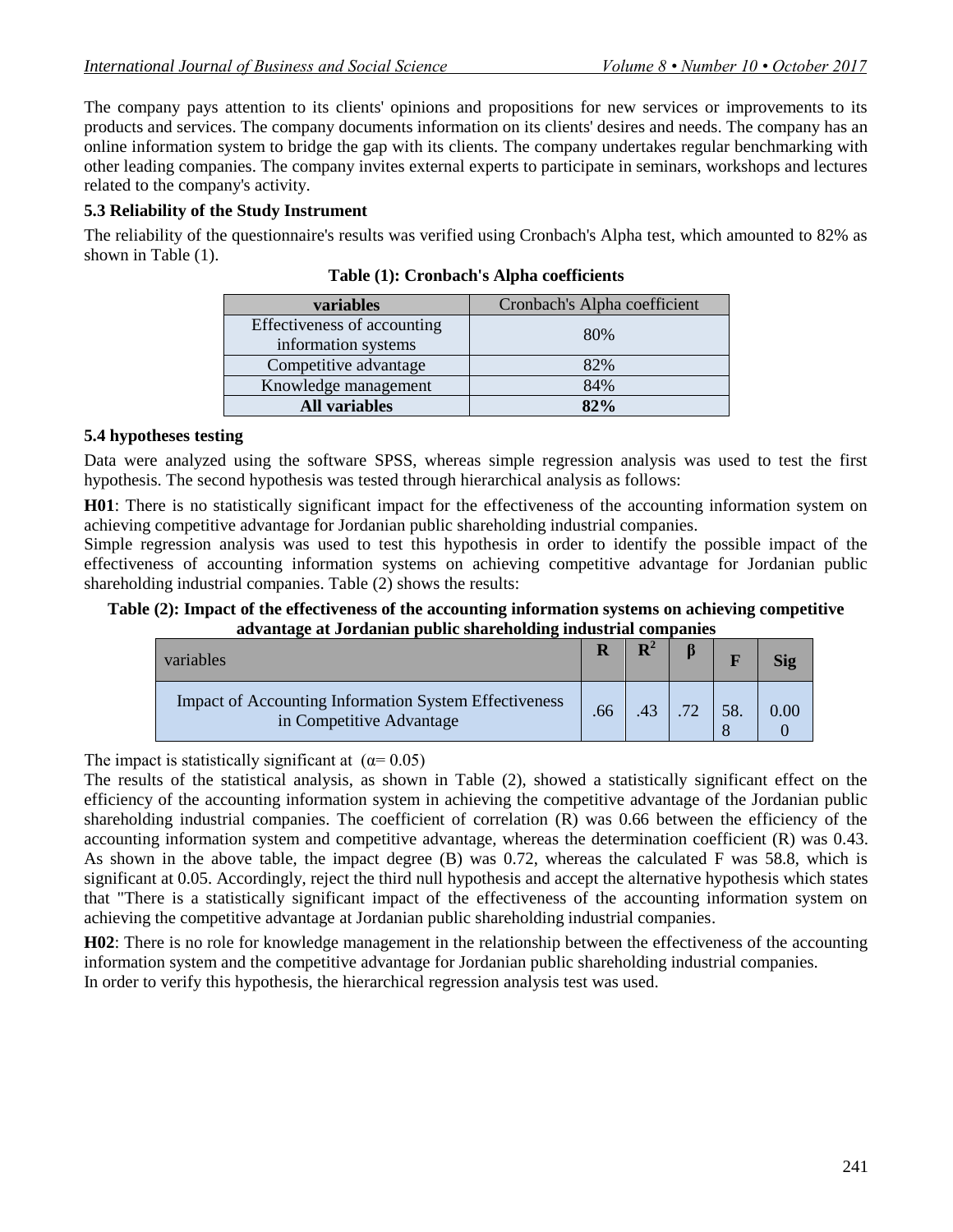The company pays attention to its clients' opinions and propositions for new services or improvements to its products and services. The company documents information on its clients' desires and needs. The company has an online information system to bridge the gap with its clients. The company undertakes regular benchmarking with other leading companies. The company invites external experts to participate in seminars, workshops and lectures related to the company's activity.

### 5.3 Reliability of the Study Instrument

The reliability of the questionnaire's results was verified using Cronbach's Alpha test, which amounted to 82% as shown in Table (1).

**Table (1): Cronbach's Alpha coefficients**

| variables | Cronbach's Alpha coefficient |
|---|---|
| Effectiveness of accounting information systems | 80% |
| Competitive advantage | 82% |
| Knowledge management | 84% |
| **All variables** | **82%** |

### 5.4 hypotheses testing

Data were analyzed using the software SPSS, whereas simple regression analysis was used to test the first hypothesis. The second hypothesis was tested through hierarchical analysis as follows:

**H01**: There is no statistically significant impact for the effectiveness of the accounting information system on achieving competitive advantage for Jordanian public shareholding industrial companies.
Simple regression analysis was used to test this hypothesis in order to identify the possible impact of the effectiveness of accounting information systems on achieving competitive advantage for Jordanian public shareholding industrial companies. Table (2) shows the results:

**Table (2): Impact of the effectiveness of the accounting information systems on achieving competitive advantage at Jordanian public shareholding industrial companies**

| variables | R | $R^2$ | β | F | Sig |
|---|---|---|---|---|---|
| Impact of Accounting Information System Effectiveness in Competitive Advantage | .66 | .43 | .72 | 58.8 | 0.000 |

The impact is statistically significant at ($\alpha = 0.05$)

The results of the statistical analysis, as shown in Table (2), showed a statistically significant effect on the efficiency of the accounting information system in achieving the competitive advantage of the Jordanian public shareholding industrial companies. The coefficient of correlation (R) was 0.66 between the efficiency of the accounting information system and competitive advantage, whereas the determination coefficient (R) was 0.43. As shown in the above table, the impact degree (B) was 0.72, whereas the calculated F was 58.8, which is significant at 0.05. Accordingly, reject the third null hypothesis and accept the alternative hypothesis which states that "There is a statistically significant impact of the effectiveness of the accounting information system on achieving the competitive advantage at Jordanian public shareholding industrial companies.

**H02**: There is no role for knowledge management in the relationship between the effectiveness of the accounting information system and the competitive advantage for Jordanian public shareholding industrial companies.
In order to verify this hypothesis, the hierarchical regression analysis test was used.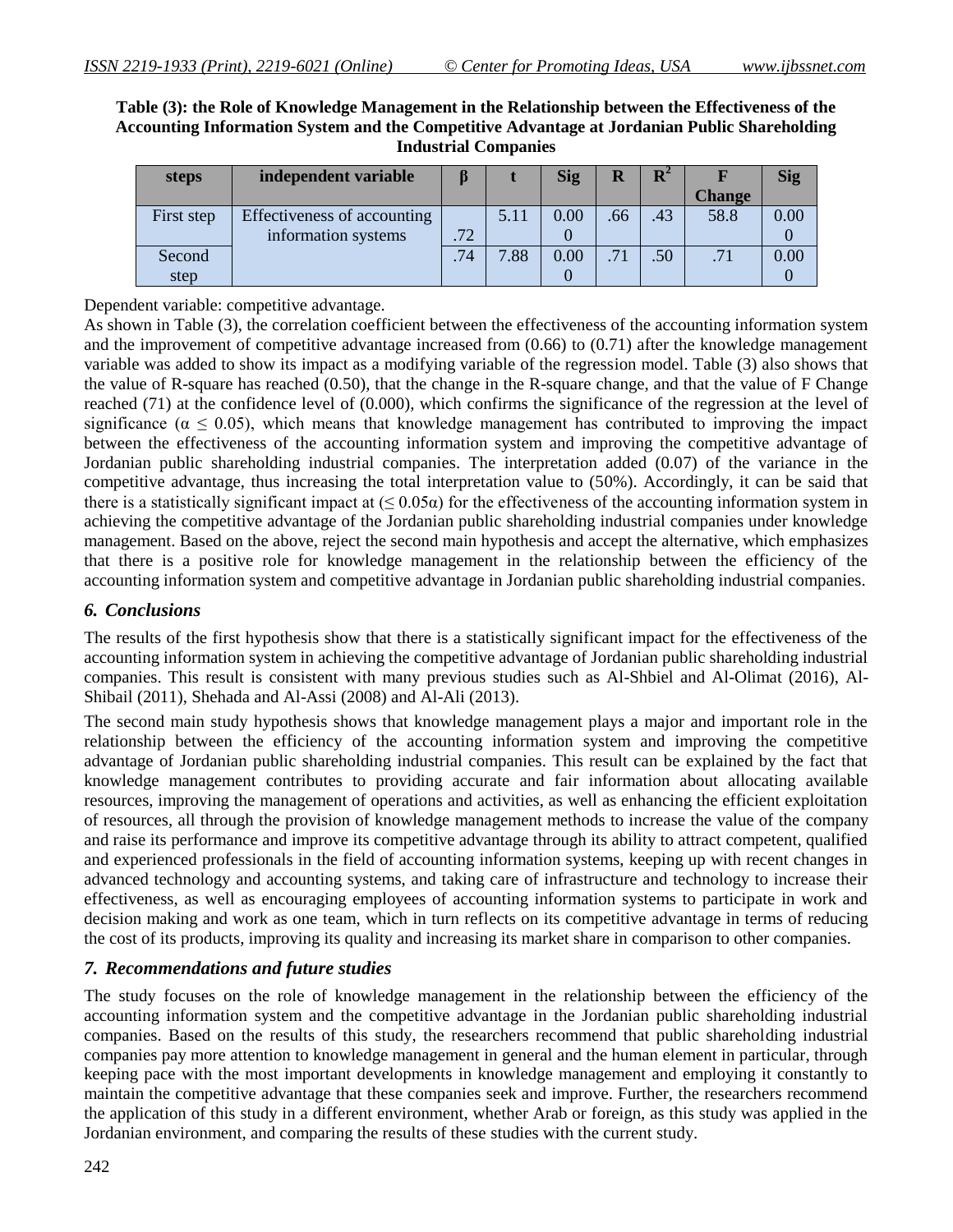**Table (3): the Role of Knowledge Management in the Relationship between the Effectiveness of the Accounting Information System and the Competitive Advantage at Jordanian Public Shareholding Industrial Companies**

| steps | independent variable | β | t | Sig | R | $R^2$ | F Change | Sig |
|---|---|---|---|---|---|---|---|---|
| First step | Effectiveness of accounting information systems | .72 | 5.11 | 0.000 | .66 | .43 | 58.8 | 0.000 |
| Second step | | .74 | 7.88 | 0.000 | .71 | .50 | .71 | 0.000 |

Dependent variable: competitive advantage.

As shown in Table (3), the correlation coefficient between the effectiveness of the accounting information system and the improvement of competitive advantage increased from (0.66) to (0.71) after the knowledge management variable was added to show its impact as a modifying variable of the regression model. Table (3) also shows that the value of R-square has reached (0.50), that the change in the R-square change, and that the value of F Change reached (71) at the confidence level of (0.000), which confirms the significance of the regression at the level of significance ($\alpha \leq 0.05$), which means that knowledge management has contributed to improving the impact between the effectiveness of the accounting information system and improving the competitive advantage of Jordanian public shareholding industrial companies. The interpretation added (0.07) of the variance in the competitive advantage, thus increasing the total interpretation value to (50%). Accordingly, it can be said that there is a statistically significant impact at ($\leq 0.05\alpha$) for the effectiveness of the accounting information system in achieving the competitive advantage of the Jordanian public shareholding industrial companies under knowledge management. Based on the above, reject the second main hypothesis and accept the alternative, which emphasizes that there is a positive role for knowledge management in the relationship between the efficiency of the accounting information system and competitive advantage in Jordanian public shareholding industrial companies.

## *6. Conclusions*

The results of the first hypothesis show that there is a statistically significant impact for the effectiveness of the accounting information system in achieving the competitive advantage of Jordanian public shareholding industrial companies. This result is consistent with many previous studies such as Al-Shbiel and Al-Olimat (2016), Al-Shibail (2011), Shehada and Al-Assi (2008) and Al-Ali (2013).

The second main study hypothesis shows that knowledge management plays a major and important role in the relationship between the efficiency of the accounting information system and improving the competitive advantage of Jordanian public shareholding industrial companies. This result can be explained by the fact that knowledge management contributes to providing accurate and fair information about allocating available resources, improving the management of operations and activities, as well as enhancing the efficient exploitation of resources, all through the provision of knowledge management methods to increase the value of the company and raise its performance and improve its competitive advantage through its ability to attract competent, qualified and experienced professionals in the field of accounting information systems, keeping up with recent changes in advanced technology and accounting systems, and taking care of infrastructure and technology to increase their effectiveness, as well as encouraging employees of accounting information systems to participate in work and decision making and work as one team, which in turn reflects on its competitive advantage in terms of reducing the cost of its products, improving its quality and increasing its market share in comparison to other companies.

## *7. Recommendations and future studies*

The study focuses on the role of knowledge management in the relationship between the efficiency of the accounting information system and the competitive advantage in the Jordanian public shareholding industrial companies. Based on the results of this study, the researchers recommend that public shareholding industrial companies pay more attention to knowledge management in general and the human element in particular, through keeping pace with the most important developments in knowledge management and employing it constantly to maintain the competitive advantage that these companies seek and improve. Further, the researchers recommend the application of this study in a different environment, whether Arab or foreign, as this study was applied in the Jordanian environment, and comparing the results of these studies with the current study.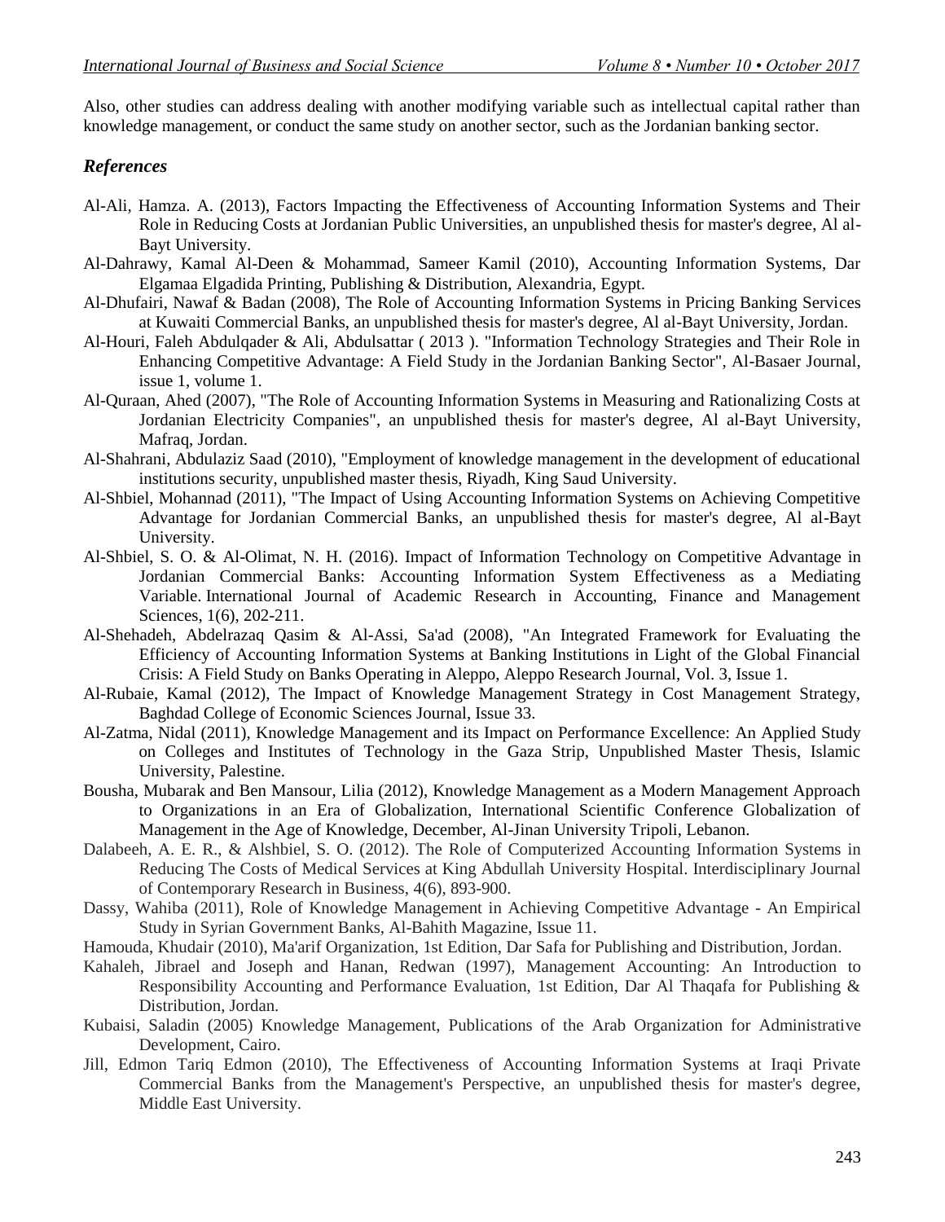Also, other studies can address dealing with another modifying variable such as intellectual capital rather than knowledge management, or conduct the same study on another sector, such as the Jordanian banking sector.

## *References*

Al-Ali, Hamza. A. (2013), Factors Impacting the Effectiveness of Accounting Information Systems and Their Role in Reducing Costs at Jordanian Public Universities, an unpublished thesis for master's degree, Al al-Bayt University.

Al-Dahrawy, Kamal Al-Deen & Mohammad, Sameer Kamil (2010), Accounting Information Systems, Dar Elgamaa Elgadida Printing, Publishing & Distribution, Alexandria, Egypt.

Al-Dhufairi, Nawaf & Badan (2008), The Role of Accounting Information Systems in Pricing Banking Services at Kuwaiti Commercial Banks, an unpublished thesis for master's degree, Al al-Bayt University, Jordan.

Al-Houri, Faleh Abdulqader & Ali, Abdulsattar ( 2013 ). "Information Technology Strategies and Their Role in Enhancing Competitive Advantage: A Field Study in the Jordanian Banking Sector", Al-Basaer Journal, issue 1, volume 1.

Al-Quraan, Ahed (2007), "The Role of Accounting Information Systems in Measuring and Rationalizing Costs at Jordanian Electricity Companies", an unpublished thesis for master's degree, Al al-Bayt University, Mafraq, Jordan.

Al-Shahrani, Abdulaziz Saad (2010), "Employment of knowledge management in the development of educational institutions security, unpublished master thesis, Riyadh, King Saud University.

Al-Shbiel, Mohannad (2011), "The Impact of Using Accounting Information Systems on Achieving Competitive Advantage for Jordanian Commercial Banks, an unpublished thesis for master's degree, Al al-Bayt University.

Al-Shbiel, S. O. & Al-Olimat, N. H. (2016). Impact of Information Technology on Competitive Advantage in Jordanian Commercial Banks: Accounting Information System Effectiveness as a Mediating Variable. International Journal of Academic Research in Accounting, Finance and Management Sciences, 1(6), 202-211.

Al-Shehadeh, Abdelrazaq Qasim & Al-Assi, Sa'ad (2008), "An Integrated Framework for Evaluating the Efficiency of Accounting Information Systems at Banking Institutions in Light of the Global Financial Crisis: A Field Study on Banks Operating in Aleppo, Aleppo Research Journal, Vol. 3, Issue 1.

Al-Rubaie, Kamal (2012), The Impact of Knowledge Management Strategy in Cost Management Strategy, Baghdad College of Economic Sciences Journal, Issue 33.

Al-Zatma, Nidal (2011), Knowledge Management and its Impact on Performance Excellence: An Applied Study on Colleges and Institutes of Technology in the Gaza Strip, Unpublished Master Thesis, Islamic University, Palestine.

Bousha, Mubarak and Ben Mansour, Lilia (2012), Knowledge Management as a Modern Management Approach to Organizations in an Era of Globalization, International Scientific Conference Globalization of Management in the Age of Knowledge, December, Al-Jinan University Tripoli, Lebanon.

Dalabeeh, A. E. R., & Alshbiel, S. O. (2012). The Role of Computerized Accounting Information Systems in Reducing The Costs of Medical Services at King Abdullah University Hospital. Interdisciplinary Journal of Contemporary Research in Business, 4(6), 893-900.

Dassy, Wahiba (2011), Role of Knowledge Management in Achieving Competitive Advantage - An Empirical Study in Syrian Government Banks, Al-Bahith Magazine, Issue 11.

Hamouda, Khudair (2010), Ma'arif Organization, 1st Edition, Dar Safa for Publishing and Distribution, Jordan.

Kahaleh, Jibrael and Joseph and Hanan, Redwan (1997), Management Accounting: An Introduction to Responsibility Accounting and Performance Evaluation, 1st Edition, Dar Al Thaqafa for Publishing & Distribution, Jordan.

Kubaisi, Saladin (2005) Knowledge Management, Publications of the Arab Organization for Administrative Development, Cairo.

Jill, Edmon Tariq Edmon (2010), The Effectiveness of Accounting Information Systems at Iraqi Private Commercial Banks from the Management's Perspective, an unpublished thesis for master's degree, Middle East University.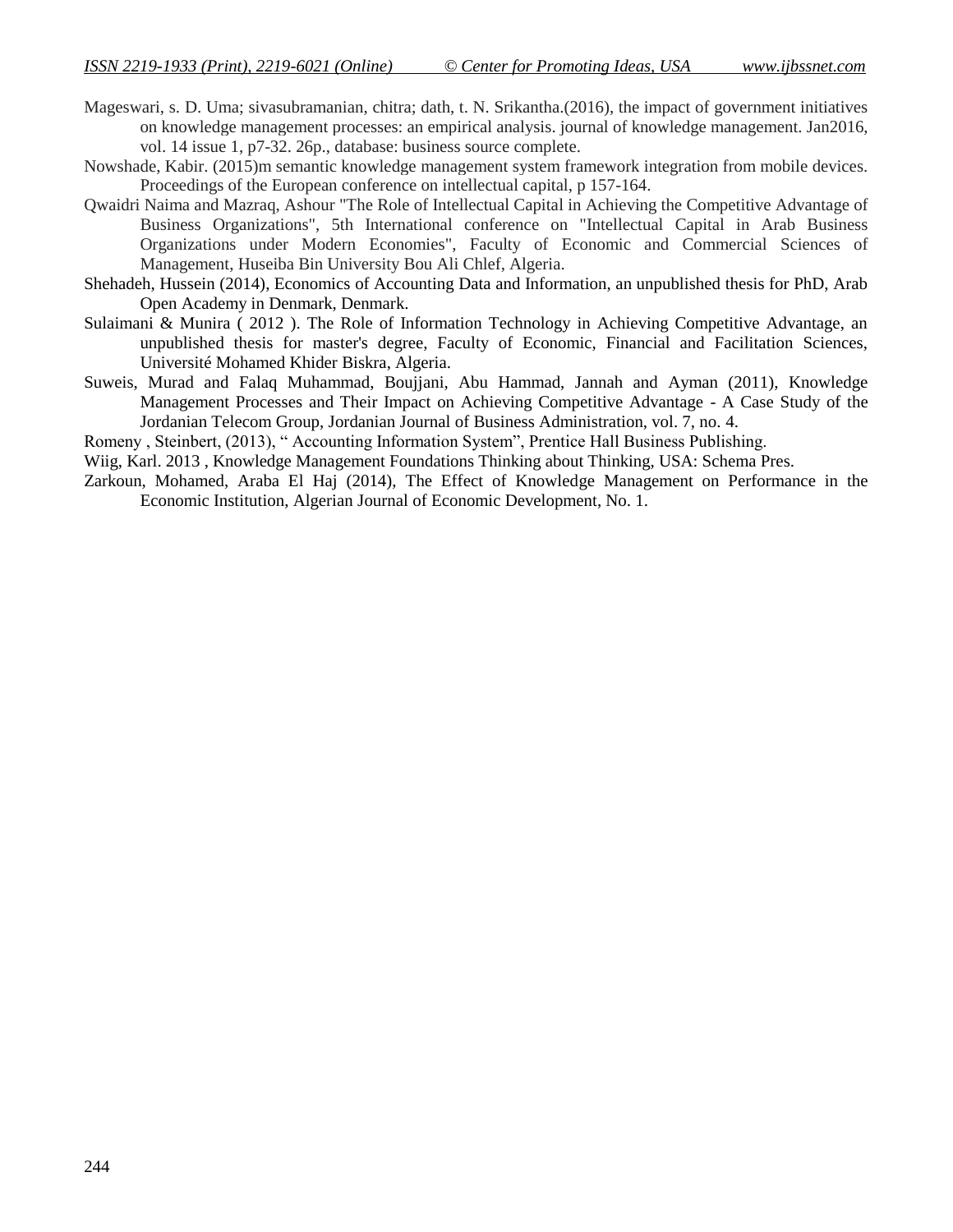Mageswari, s. D. Uma; sivasubramanian, chitra; dath, t. N. Srikantha.(2016), the impact of government initiatives on knowledge management processes: an empirical analysis. journal of knowledge management. Jan2016, vol. 14 issue 1, p7-32. 26p., database: business source complete.

Nowshade, Kabir. (2015)m semantic knowledge management system framework integration from mobile devices. Proceedings of the European conference on intellectual capital, p 157-164.

Qwaidri Naima and Mazraq, Ashour "The Role of Intellectual Capital in Achieving the Competitive Advantage of Business Organizations", 5th International conference on "Intellectual Capital in Arab Business Organizations under Modern Economies", Faculty of Economic and Commercial Sciences of Management, Huseiba Bin University Bou Ali Chlef, Algeria.

Shehadeh, Hussein (2014), Economics of Accounting Data and Information, an unpublished thesis for PhD, Arab Open Academy in Denmark, Denmark.

Sulaimani & Munira ( 2012 ). The Role of Information Technology in Achieving Competitive Advantage, an unpublished thesis for master's degree, Faculty of Economic, Financial and Facilitation Sciences, Université Mohamed Khider Biskra, Algeria.

Suweis, Murad and Falaq Muhammad, Boujjani, Abu Hammad, Jannah and Ayman (2011), Knowledge Management Processes and Their Impact on Achieving Competitive Advantage - A Case Study of the Jordanian Telecom Group, Jordanian Journal of Business Administration, vol. 7, no. 4.

Romeny , Steinbert, (2013), " Accounting Information System", Prentice Hall Business Publishing.

Wiig, Karl. 2013 , Knowledge Management Foundations Thinking about Thinking, USA: Schema Pres.

Zarkoun, Mohamed, Araba El Haj (2014), The Effect of Knowledge Management on Performance in the Economic Institution, Algerian Journal of Economic Development, No. 1.